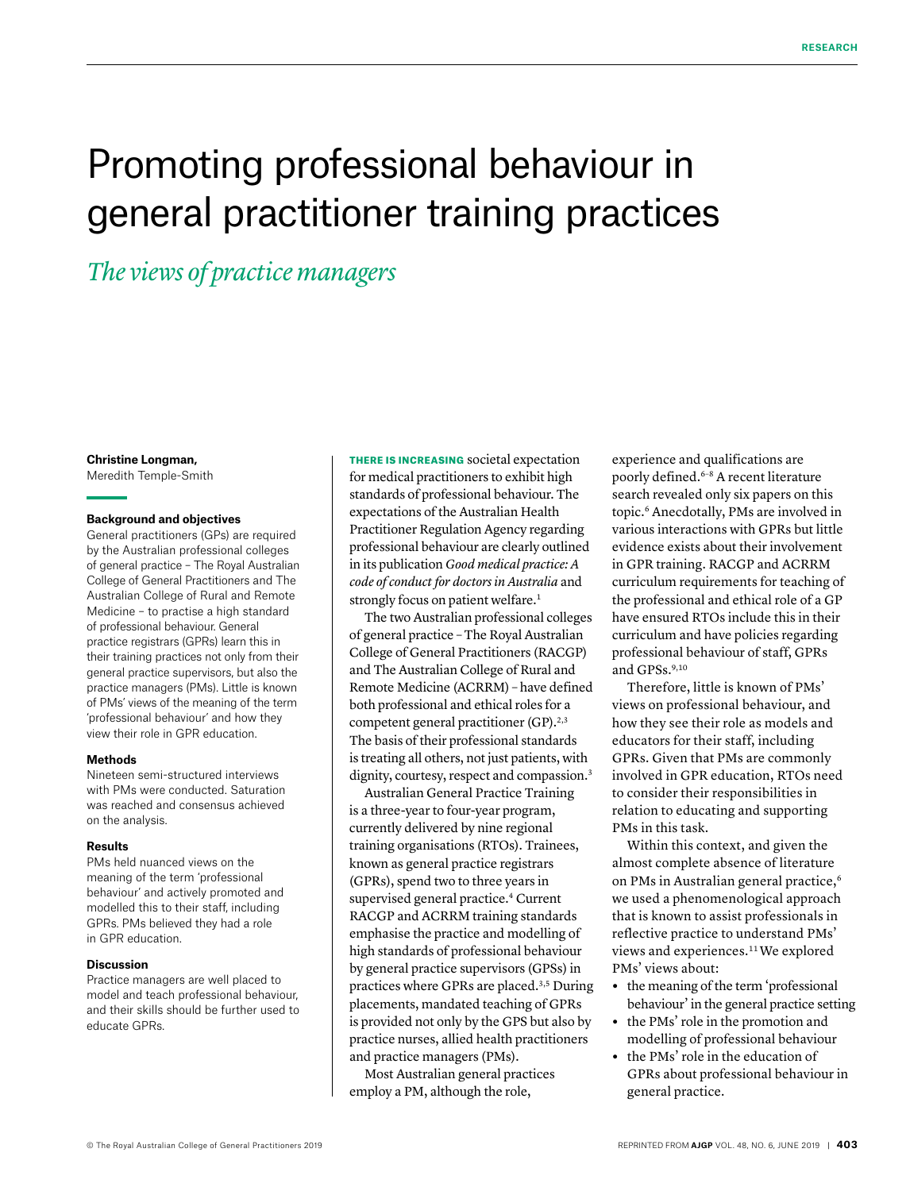# Promoting professional behaviour in general practitioner training practices

## *The views of practice managers*

**Christine Longman,**
Meredith Temple-Smith

### Background and objectives

General practitioners (GPs) are required by the Australian professional colleges of general practice – The Royal Australian College of General Practitioners and The Australian College of Rural and Remote Medicine – to practise a high standard of professional behaviour. General practice registrars (GPRs) learn this in their training practices not only from their general practice supervisors, but also the practice managers (PMs). Little is known of PMs' views of the meaning of the term 'professional behaviour' and how they view their role in GPR education.

### Methods

Nineteen semi-structured interviews with PMs were conducted. Saturation was reached and consensus achieved on the analysis.

### Results

PMs held nuanced views on the meaning of the term 'professional behaviour' and actively promoted and modelled this to their staff, including GPRs. PMs believed they had a role in GPR education.

### Discussion

Practice managers are well placed to model and teach professional behaviour, and their skills should be further used to educate GPRs.

**THERE IS INCREASING** societal expectation for medical practitioners to exhibit high standards of professional behaviour. The expectations of the Australian Health Practitioner Regulation Agency regarding professional behaviour are clearly outlined in its publication *Good medical practice: A code of conduct for doctors in Australia* and strongly focus on patient welfare.[1]

The two Australian professional colleges of general practice – The Royal Australian College of General Practitioners (RACGP) and The Australian College of Rural and Remote Medicine (ACRRM) – have defined both professional and ethical roles for a competent general practitioner (GP).[2,3] The basis of their professional standards is treating all others, not just patients, with dignity, courtesy, respect and compassion.[3]

Australian General Practice Training is a three-year to four-year program, currently delivered by nine regional training organisations (RTOs). Trainees, known as general practice registrars (GPRs), spend two to three years in supervised general practice.[4] Current RACGP and ACRRM training standards emphasise the practice and modelling of high standards of professional behaviour by general practice supervisors (GPSs) in practices where GPRs are placed.[3,5] During placements, mandated teaching of GPRs is provided not only by the GPS but also by practice nurses, allied health practitioners and practice managers (PMs).

Most Australian general practices employ a PM, although the role, experience and qualifications are poorly defined.[6–8] A recent literature search revealed only six papers on this topic.[6] Anecdotally, PMs are involved in various interactions with GPRs but little evidence exists about their involvement in GPR training. RACGP and ACRRM curriculum requirements for teaching of the professional and ethical role of a GP have ensured RTOs include this in their curriculum and have policies regarding professional behaviour of staff, GPRs and GPSs.[9,10]

Therefore, little is known of PMs' views on professional behaviour, and how they see their role as models and educators for their staff, including GPRs. Given that PMs are commonly involved in GPR education, RTOs need to consider their responsibilities in relation to educating and supporting PMs in this task.

Within this context, and given the almost complete absence of literature on PMs in Australian general practice,[6] we used a phenomenological approach that is known to assist professionals in reflective practice to understand PMs' views and experiences.[11] We explored PMs' views about:

- the meaning of the term 'professional behaviour' in the general practice setting
- the PMs' role in the promotion and modelling of professional behaviour
- the PMs' role in the education of GPRs about professional behaviour in general practice.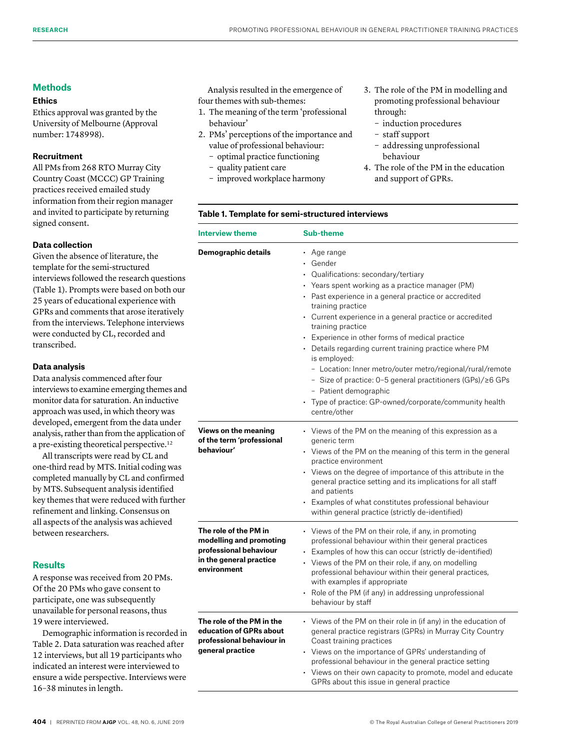## Methods

### Ethics

Ethics approval was granted by the University of Melbourne (Approval number: 1748998).

### Recruitment

All PMs from 268 RTO Murray City Country Coast (MCCC) GP Training practices received emailed study information from their region manager and invited to participate by returning signed consent.

### Data collection

Given the absence of literature, the template for the semi-structured interviews followed the research questions (Table 1). Prompts were based on both our 25 years of educational experience with GPRs and comments that arose iteratively from the interviews. Telephone interviews were conducted by CL, recorded and transcribed.

### Data analysis

Data analysis commenced after four interviews to examine emerging themes and monitor data for saturation. An inductive approach was used, in which theory was developed, emergent from the data under analysis, rather than from the application of a pre-existing theoretical perspective.[12]

All transcripts were read by CL and one-third read by MTS. Initial coding was completed manually by CL and confirmed by MTS. Subsequent analysis identified key themes that were reduced with further refinement and linking. Consensus on all aspects of the analysis was achieved between researchers.

## Results

A response was received from 20 PMs. Of the 20 PMs who gave consent to participate, one was subsequently unavailable for personal reasons, thus 19 were interviewed.

Demographic information is recorded in Table 2. Data saturation was reached after 12 interviews, but all 19 participants who indicated an interest were interviewed to ensure a wide perspective. Interviews were 16–38 minutes in length.

Analysis resulted in the emergence of four themes with sub-themes:

1. The meaning of the term 'professional behaviour'
2. PMs' perceptions of the importance and value of professional behaviour:
   - optimal practice functioning
   - quality patient care
   - improved workplace harmony
3. The role of the PM in modelling and promoting professional behaviour through:
   - induction procedures
   - staff support
   - addressing unprofessional behaviour
4. The role of the PM in the education and support of GPRs.

**Table 1. Template for semi-structured interviews**

| Interview theme | Sub-theme |
|---|---|
| **Demographic details** | • Age range<br>• Gender<br>• Qualifications: secondary/tertiary<br>• Years spent working as a practice manager (PM)<br>• Past experience in a general practice or accredited training practice<br>• Current experience in a general practice or accredited training practice<br>• Experience in other forms of medical practice<br>• Details regarding current training practice where PM is employed:<br>  – Location: Inner metro/outer metro/regional/rural/remote<br>  – Size of practice: 0–5 general practitioners (GPs)/≥6 GPs<br>  – Patient demographic<br>• Type of practice: GP-owned/corporate/community health centre/other |
| **Views on the meaning of the term 'professional behaviour'** | • Views of the PM on the meaning of this expression as a generic term<br>• Views of the PM on the meaning of this term in the general practice environment<br>• Views on the degree of importance of this attribute in the general practice setting and its implications for all staff and patients<br>• Examples of what constitutes professional behaviour within general practice (strictly de-identified) |
| **The role of the PM in modelling and promoting professional behaviour in the general practice environment** | • Views of the PM on their role, if any, in promoting professional behaviour within their general practices<br>• Examples of how this can occur (strictly de-identified)<br>• Views of the PM on their role, if any, on modelling professional behaviour within their general practices, with examples if appropriate<br>• Role of the PM (if any) in addressing unprofessional behaviour by staff |
| **The role of the PM in the education of GPRs about professional behaviour in general practice** | • Views of the PM on their role in (if any) in the education of general practice registrars (GPRs) in Murray City Country Coast training practices<br>• Views on the importance of GPRs' understanding of professional behaviour in the general practice setting<br>• Views on their own capacity to promote, model and educate GPRs about this issue in general practice |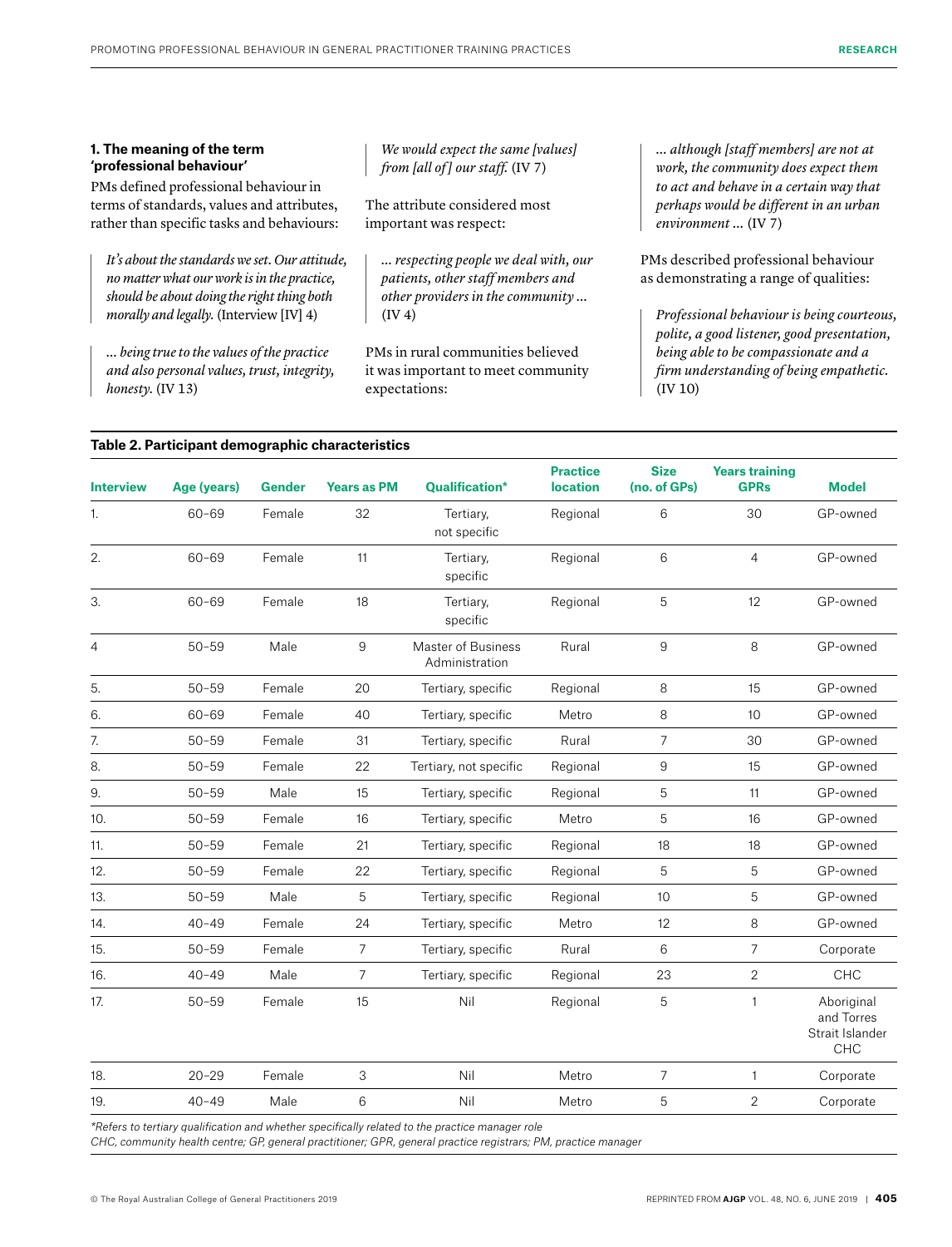### 1. The meaning of the term 'professional behaviour'

PMs defined professional behaviour in terms of standards, values and attributes, rather than specific tasks and behaviours:

> *It's about the standards we set. Our attitude, no matter what our work is in the practice, should be about doing the right thing both morally and legally.* (Interview [IV] 4)

> *… being true to the values of the practice and also personal values, trust, integrity, honesty.* (IV 13)

> *We would expect the same [values] from [all of] our staff.* (IV 7)

The attribute considered most important was respect:

> *… respecting people we deal with, our patients, other staff members and other providers in the community …* (IV 4)

PMs in rural communities believed it was important to meet community expectations:

> *… although [staff members] are not at work, the community does expect them to act and behave in a certain way that perhaps would be different in an urban environment …* (IV 7)

PMs described professional behaviour as demonstrating a range of qualities:

> *Professional behaviour is being courteous, polite, a good listener, good presentation, being able to be compassionate and a firm understanding of being empathetic.* (IV 10)

**Table 2. Participant demographic characteristics**

| Interview | Age (years) | Gender | Years as PM | Qualification* | Practice location | Size (no. of GPs) | Years training GPRs | Model |
|---|---|---|---|---|---|---|---|---|
| 1. | 60–69 | Female | 32 | Tertiary, not specific | Regional | 6 | 30 | GP-owned |
| 2. | 60–69 | Female | 11 | Tertiary, specific | Regional | 6 | 4 | GP-owned |
| 3. | 60–69 | Female | 18 | Tertiary, specific | Regional | 5 | 12 | GP-owned |
| 4 | 50–59 | Male | 9 | Master of Business Administration | Rural | 9 | 8 | GP-owned |
| 5. | 50–59 | Female | 20 | Tertiary, specific | Regional | 8 | 15 | GP-owned |
| 6. | 60–69 | Female | 40 | Tertiary, specific | Metro | 8 | 10 | GP-owned |
| 7. | 50–59 | Female | 31 | Tertiary, specific | Rural | 7 | 30 | GP-owned |
| 8. | 50–59 | Female | 22 | Tertiary, not specific | Regional | 9 | 15 | GP-owned |
| 9. | 50–59 | Male | 15 | Tertiary, specific | Regional | 5 | 11 | GP-owned |
| 10. | 50–59 | Female | 16 | Tertiary, specific | Metro | 5 | 16 | GP-owned |
| 11. | 50–59 | Female | 21 | Tertiary, specific | Regional | 18 | 18 | GP-owned |
| 12. | 50–59 | Female | 22 | Tertiary, specific | Regional | 5 | 5 | GP-owned |
| 13. | 50–59 | Male | 5 | Tertiary, specific | Regional | 10 | 5 | GP-owned |
| 14. | 40–49 | Female | 24 | Tertiary, specific | Metro | 12 | 8 | GP-owned |
| 15. | 50–59 | Female | 7 | Tertiary, specific | Rural | 6 | 7 | Corporate |
| 16. | 40–49 | Male | 7 | Tertiary, specific | Regional | 23 | 2 | CHC |
| 17. | 50–59 | Female | 15 | Nil | Regional | 5 | 1 | Aboriginal and Torres Strait Islander CHC |
| 18. | 20–29 | Female | 3 | Nil | Metro | 7 | 1 | Corporate |
| 19. | 40–49 | Male | 6 | Nil | Metro | 5 | 2 | Corporate |

*\*Refers to tertiary qualification and whether specifically related to the practice manager role*

*CHC, community health centre; GP, general practitioner; GPR, general practice registrars; PM, practice manager*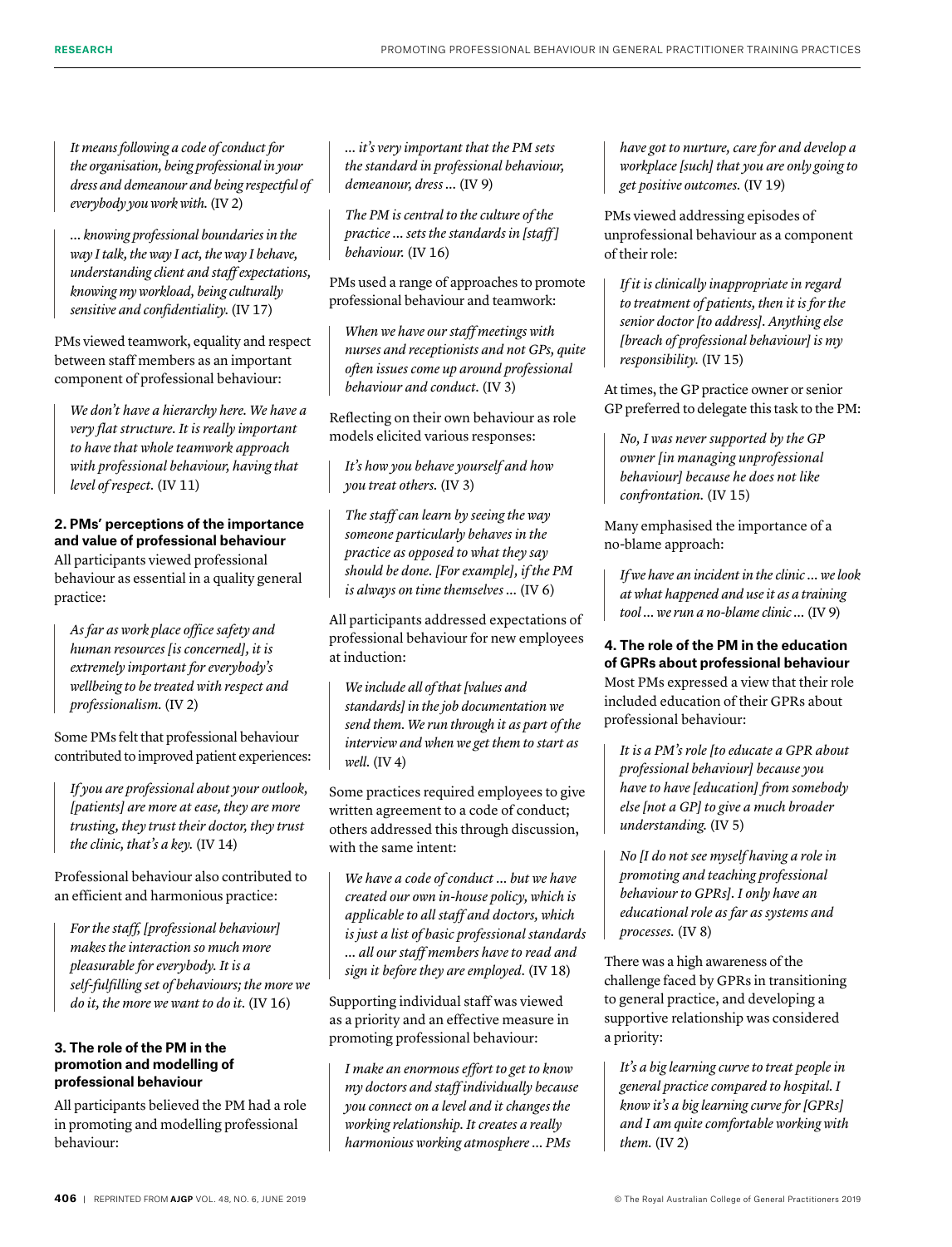> *It means following a code of conduct for the organisation, being professional in your dress and demeanour and being respectful of everybody you work with.* (IV 2)

> *… knowing professional boundaries in the way I talk, the way I act, the way I behave, understanding client and staff expectations, knowing my workload, being culturally sensitive and confidentiality.* (IV 17)

PMs viewed teamwork, equality and respect between staff members as an important component of professional behaviour:

> *We don't have a hierarchy here. We have a very flat structure. It is really important to have that whole teamwork approach with professional behaviour, having that level of respect.* (IV 11)

### 2. PMs' perceptions of the importance and value of professional behaviour

All participants viewed professional behaviour as essential in a quality general practice:

> *As far as work place office safety and human resources [is concerned], it is extremely important for everybody's wellbeing to be treated with respect and professionalism.* (IV 2)

Some PMs felt that professional behaviour contributed to improved patient experiences:

> *If you are professional about your outlook, [patients] are more at ease, they are more trusting, they trust their doctor, they trust the clinic, that's a key.* (IV 14)

Professional behaviour also contributed to an efficient and harmonious practice:

> *For the staff, [professional behaviour] makes the interaction so much more pleasurable for everybody. It is a self-fulfilling set of behaviours; the more we do it, the more we want to do it.* (IV 16)

### 3. The role of the PM in the promotion and modelling of professional behaviour

All participants believed the PM had a role in promoting and modelling professional behaviour:

> *… it's very important that the PM sets the standard in professional behaviour, demeanour, dress …* (IV 9)

> *The PM is central to the culture of the practice … sets the standards in [staff] behaviour.* (IV 16)

PMs used a range of approaches to promote professional behaviour and teamwork:

> *When we have our staff meetings with nurses and receptionists and not GPs, quite often issues come up around professional behaviour and conduct.* (IV 3)

Reflecting on their own behaviour as role models elicited various responses:

> *It's how you behave yourself and how you treat others.* (IV 3)

> *The staff can learn by seeing the way someone particularly behaves in the practice as opposed to what they say should be done. [For example], if the PM is always on time themselves …* (IV 6)

All participants addressed expectations of professional behaviour for new employees at induction:

> *We include all of that [values and standards] in the job documentation we send them. We run through it as part of the interview and when we get them to start as well.* (IV 4)

Some practices required employees to give written agreement to a code of conduct; others addressed this through discussion, with the same intent:

> *We have a code of conduct … but we have created our own in-house policy, which is applicable to all staff and doctors, which is just a list of basic professional standards … all our staff members have to read and sign it before they are employed.* (IV 18)

Supporting individual staff was viewed as a priority and an effective measure in promoting professional behaviour:

> *I make an enormous effort to get to know my doctors and staff individually because you connect on a level and it changes the working relationship. It creates a really harmonious working atmosphere … PMs have got to nurture, care for and develop a workplace [such] that you are only going to get positive outcomes.* (IV 19)

PMs viewed addressing episodes of unprofessional behaviour as a component of their role:

> *If it is clinically inappropriate in regard to treatment of patients, then it is for the senior doctor [to address]. Anything else [breach of professional behaviour] is my responsibility.* (IV 15)

At times, the GP practice owner or senior GP preferred to delegate this task to the PM:

> *No, I was never supported by the GP owner [in managing unprofessional behaviour] because he does not like confrontation.* (IV 15)

Many emphasised the importance of a no-blame approach:

> *If we have an incident in the clinic … we look at what happened and use it as a training tool … we run a no-blame clinic …* (IV 9)

### 4. The role of the PM in the education of GPRs about professional behaviour

Most PMs expressed a view that their role included education of their GPRs about professional behaviour:

> *It is a PM's role [to educate a GPR about professional behaviour] because you have to have [education] from somebody else [not a GP] to give a much broader understanding.* (IV 5)

> *No [I do not see myself having a role in promoting and teaching professional behaviour to GPRs]. I only have an educational role as far as systems and processes.* (IV 8)

There was a high awareness of the challenge faced by GPRs in transitioning to general practice, and developing a supportive relationship was considered a priority:

> *It's a big learning curve to treat people in general practice compared to hospital. I know it's a big learning curve for [GPRs] and I am quite comfortable working with them.* (IV 2)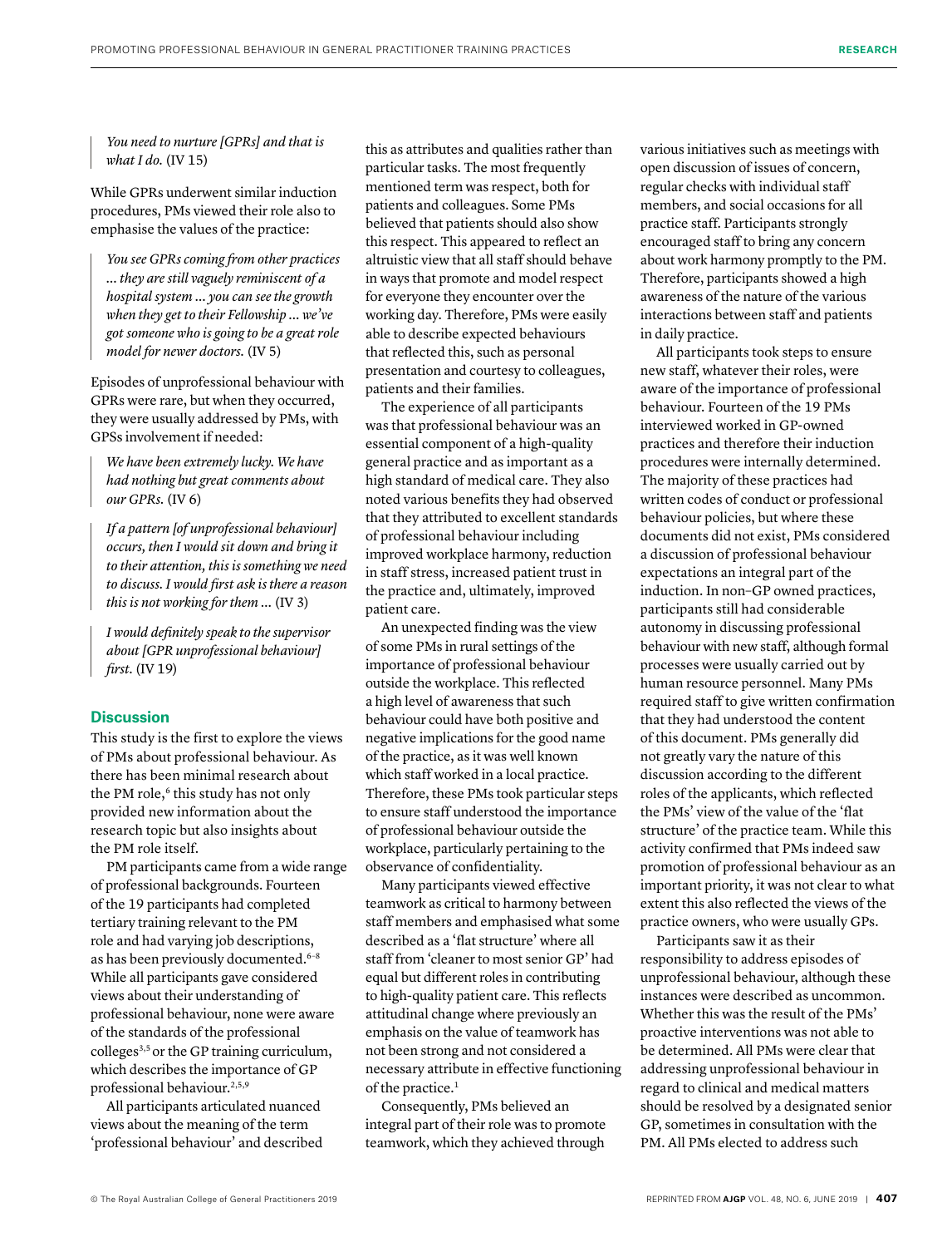> *You need to nurture [GPRs] and that is what I do.* (IV 15)

While GPRs underwent similar induction procedures, PMs viewed their role also to emphasise the values of the practice:

> *You see GPRs coming from other practices ... they are still vaguely reminiscent of a hospital system ... you can see the growth when they get to their Fellowship ... we've got someone who is going to be a great role model for newer doctors.* (IV 5)

Episodes of unprofessional behaviour with GPRs were rare, but when they occurred, they were usually addressed by PMs, with GPSs involvement if needed:

> *We have been extremely lucky. We have had nothing but great comments about our GPRs.* (IV 6)

> *If a pattern [of unprofessional behaviour] occurs, then I would sit down and bring it to their attention, this is something we need to discuss. I would first ask is there a reason this is not working for them ...* (IV 3)

> *I would definitely speak to the supervisor about [GPR unprofessional behaviour] first.* (IV 19)

## Discussion

This study is the first to explore the views of PMs about professional behaviour. As there has been minimal research about the PM role,[6] this study has not only provided new information about the research topic but also insights about the PM role itself.

PM participants came from a wide range of professional backgrounds. Fourteen of the 19 participants had completed tertiary training relevant to the PM role and had varying job descriptions, as has been previously documented.[6–8] While all participants gave considered views about their understanding of professional behaviour, none were aware of the standards of the professional colleges[3,5] or the GP training curriculum, which describes the importance of GP professional behaviour.[2,5,9]

All participants articulated nuanced views about the meaning of the term 'professional behaviour' and described this as attributes and qualities rather than particular tasks. The most frequently mentioned term was respect, both for patients and colleagues. Some PMs believed that patients should also show this respect. This appeared to reflect an altruistic view that all staff should behave in ways that promote and model respect for everyone they encounter over the working day. Therefore, PMs were easily able to describe expected behaviours that reflected this, such as personal presentation and courtesy to colleagues, patients and their families.

The experience of all participants was that professional behaviour was an essential component of a high-quality general practice and as important as a high standard of medical care. They also noted various benefits they had observed that they attributed to excellent standards of professional behaviour including improved workplace harmony, reduction in staff stress, increased patient trust in the practice and, ultimately, improved patient care.

An unexpected finding was the view of some PMs in rural settings of the importance of professional behaviour outside the workplace. This reflected a high level of awareness that such behaviour could have both positive and negative implications for the good name of the practice, as it was well known which staff worked in a local practice. Therefore, these PMs took particular steps to ensure staff understood the importance of professional behaviour outside the workplace, particularly pertaining to the observance of confidentiality.

Many participants viewed effective teamwork as critical to harmony between staff members and emphasised what some described as a 'flat structure' where all staff from 'cleaner to most senior GP' had equal but different roles in contributing to high-quality patient care. This reflects attitudinal change where previously an emphasis on the value of teamwork has not been strong and not considered a necessary attribute in effective functioning of the practice.[1]

Consequently, PMs believed an integral part of their role was to promote teamwork, which they achieved through various initiatives such as meetings with open discussion of issues of concern, regular checks with individual staff members, and social occasions for all practice staff. Participants strongly encouraged staff to bring any concern about work harmony promptly to the PM. Therefore, participants showed a high awareness of the nature of the various interactions between staff and patients in daily practice.

All participants took steps to ensure new staff, whatever their roles, were aware of the importance of professional behaviour. Fourteen of the 19 PMs interviewed worked in GP-owned practices and therefore their induction procedures were internally determined. The majority of these practices had written codes of conduct or professional behaviour policies, but where these documents did not exist, PMs considered a discussion of professional behaviour expectations an integral part of the induction. In non–GP owned practices, participants still had considerable autonomy in discussing professional behaviour with new staff, although formal processes were usually carried out by human resource personnel. Many PMs required staff to give written confirmation that they had understood the content of this document. PMs generally did not greatly vary the nature of this discussion according to the different roles of the applicants, which reflected the PMs' view of the value of the 'flat structure' of the practice team. While this activity confirmed that PMs indeed saw promotion of professional behaviour as an important priority, it was not clear to what extent this also reflected the views of the practice owners, who were usually GPs.

Participants saw it as their responsibility to address episodes of unprofessional behaviour, although these instances were described as uncommon. Whether this was the result of the PMs' proactive interventions was not able to be determined. All PMs were clear that addressing unprofessional behaviour in regard to clinical and medical matters should be resolved by a designated senior GP, sometimes in consultation with the PM. All PMs elected to address such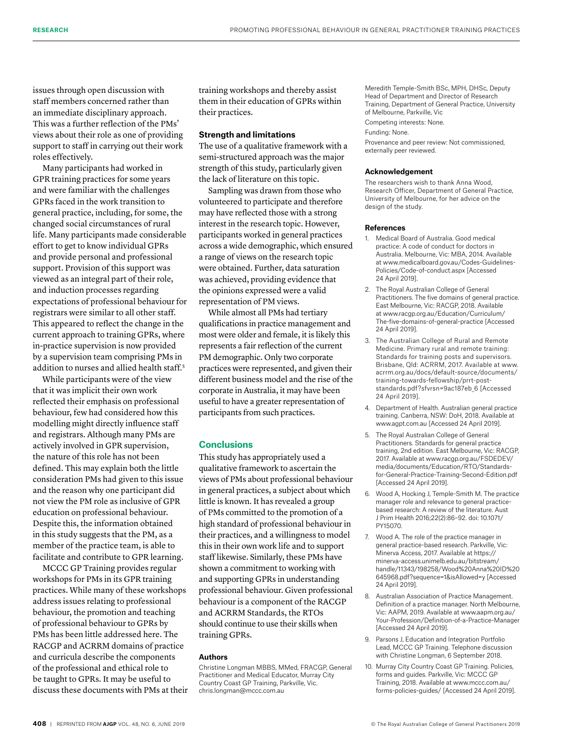issues through open discussion with staff members concerned rather than an immediate disciplinary approach. This was a further reflection of the PMs' views about their role as one of providing support to staff in carrying out their work roles effectively.

Many participants had worked in GPR training practices for some years and were familiar with the challenges GPRs faced in the work transition to general practice, including, for some, the changed social circumstances of rural life. Many participants made considerable effort to get to know individual GPRs and provide personal and professional support. Provision of this support was viewed as an integral part of their role, and induction processes regarding expectations of professional behaviour for registrars were similar to all other staff. This appeared to reflect the change in the current approach to training GPRs, where in-practice supervision is now provided by a supervision team comprising PMs in addition to nurses and allied health staff.[5]

While participants were of the view that it was implicit their own work reflected their emphasis on professional behaviour, few had considered how this modelling might directly influence staff and registrars. Although many PMs are actively involved in GPR supervision, the nature of this role has not been defined. This may explain both the little consideration PMs had given to this issue and the reason why one participant did not view the PM role as inclusive of GPR education on professional behaviour. Despite this, the information obtained in this study suggests that the PM, as a member of the practice team, is able to facilitate and contribute to GPR learning.

MCCC GP Training provides regular workshops for PMs in its GPR training practices. While many of these workshops address issues relating to professional behaviour, the promotion and teaching of professional behaviour to GPRs by PMs has been little addressed here. The RACGP and ACRRM domains of practice and curricula describe the components of the professional and ethical role to be taught to GPRs. It may be useful to discuss these documents with PMs at their training workshops and thereby assist them in their education of GPRs within their practices.

### Strength and limitations

The use of a qualitative framework with a semi-structured approach was the major strength of this study, particularly given the lack of literature on this topic.

Sampling was drawn from those who volunteered to participate and therefore may have reflected those with a strong interest in the research topic. However, participants worked in general practices across a wide demographic, which ensured a range of views on the research topic were obtained. Further, data saturation was achieved, providing evidence that the opinions expressed were a valid representation of PM views.

While almost all PMs had tertiary qualifications in practice management and most were older and female, it is likely this represents a fair reflection of the current PM demographic. Only two corporate practices were represented, and given their different business model and the rise of the corporate in Australia, it may have been useful to have a greater representation of participants from such practices.

## Conclusions

This study has appropriately used a qualitative framework to ascertain the views of PMs about professional behaviour in general practices, a subject about which little is known. It has revealed a group of PMs committed to the promotion of a high standard of professional behaviour in their practices, and a willingness to model this in their own work life and to support staff likewise. Similarly, these PMs have shown a commitment to working with and supporting GPRs in understanding professional behaviour. Given professional behaviour is a component of the RACGP and ACRRM Standards, the RTOs should continue to use their skills when training GPRs.

### Authors

Christine Longman MBBS, MMed, FRACGP, General Practitioner and Medical Educator, Murray City Country Coast GP Training, Parkville, Vic. chris.longman@mccc.com.au

Meredith Temple-Smith BSc, MPH, DHSc, Deputy Head of Department and Director of Research Training, Department of General Practice, University of Melbourne, Parkville, Vic

Competing interests: None.

Funding: None.

Provenance and peer review: Not commissioned, externally peer reviewed.

### Acknowledgement

The researchers wish to thank Anna Wood, Research Officer, Department of General Practice, University of Melbourne, for her advice on the design of the study.

### References

1. Medical Board of Australia. Good medical practice: A code of conduct for doctors in Australia. Melbourne, Vic: MBA, 2014. Available at www.medicalboard.gov.au/Codes-Guidelines-Policies/Code-of-conduct.aspx [Accessed 24 April 2019].
2. The Royal Australian College of General Practitioners. The five domains of general practice. East Melbourne, Vic: RACGP, 2018. Available at www.racgp.org.au/Education/Curriculum/The-five-domains-of-general-practice [Accessed 24 April 2019].
3. The Australian College of Rural and Remote Medicine. Primary rural and remote training: Standards for training posts and supervisors. Brisbane, Qld: ACRRM, 2017. Available at www.acrrm.org.au/docs/default-source/documents/training-towards-fellowship/prrt-post-standards.pdf?sfvrsn=9ac187eb_6 [Accessed 24 April 2019].
4. Department of Health. Australian general practice training. Canberra, NSW: DoH, 2018. Available at www.agpt.com.au [Accessed 24 April 2019].
5. The Royal Australian College of General Practitioners. Standards for general practice training, 2nd edition. East Melbourne, Vic: RACGP, 2017. Available at www.racgp.org.au/FSDEDEV/media/documents/Education/RTO/Standards-for-General-Practice-Training-Second-Edition.pdf [Accessed 24 April 2019].
6. Wood A, Hocking J, Temple-Smith M. The practice manager role and relevance to general practice-based research: A review of the literature. Aust J Prim Health 2016;22(2):86–92. doi: 10.1071/PY15070.
7. Wood A. The role of the practice manager in general practice-based research. Parkville, Vic: Minerva Access, 2017. Available at https://minerva-access.unimelb.edu.au/bitstream/handle/11343/198258/Wood%20Anna%20ID%20645968.pdf?sequence=1&isAllowed=y [Accessed 24 April 2019].
8. Australian Association of Practice Management. Definition of a practice manager. North Melbourne, Vic: AAPM, 2019. Available at www.aapm.org.au/Your-Profession/Definition-of-a-Practice-Manager [Accessed 24 April 2019].
9. Parsons J, Education and Integration Portfolio Lead, MCCC GP Training. Telephone discussion with Christine Longman, 6 September 2018.
10. Murray City Country Coast GP Training. Policies, forms and guides. Parkville, Vic: MCCC GP Training, 2018. Available at www.mccc.com.au/forms-policies-guides/ [Accessed 24 April 2019].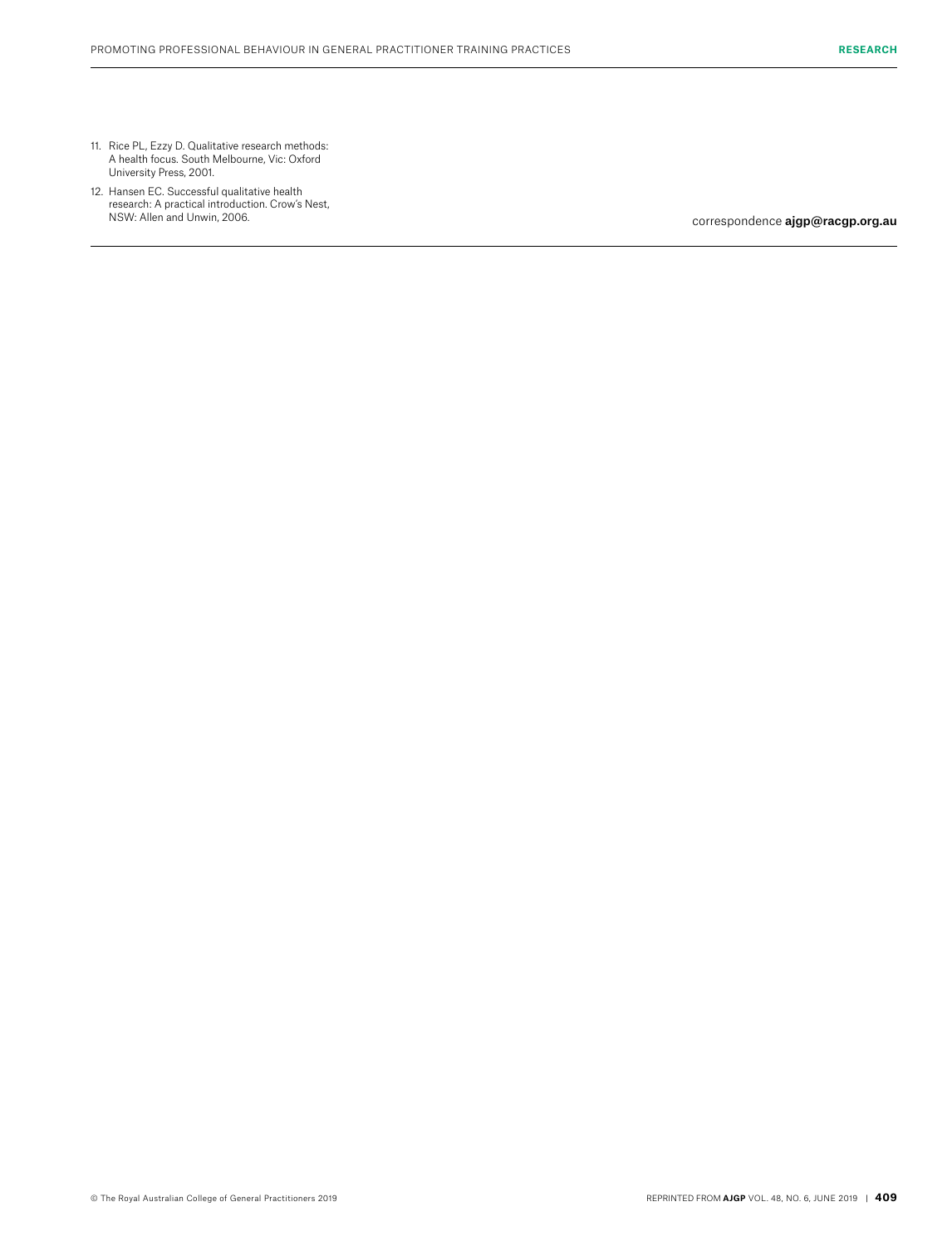11. Rice PL, Ezzy D. Qualitative research methods: A health focus. South Melbourne, Vic: Oxford University Press, 2001.
12. Hansen EC. Successful qualitative health research: A practical introduction. Crow's Nest, NSW: Allen and Unwin, 2006.

correspondence **ajgp@racgp.org.au**